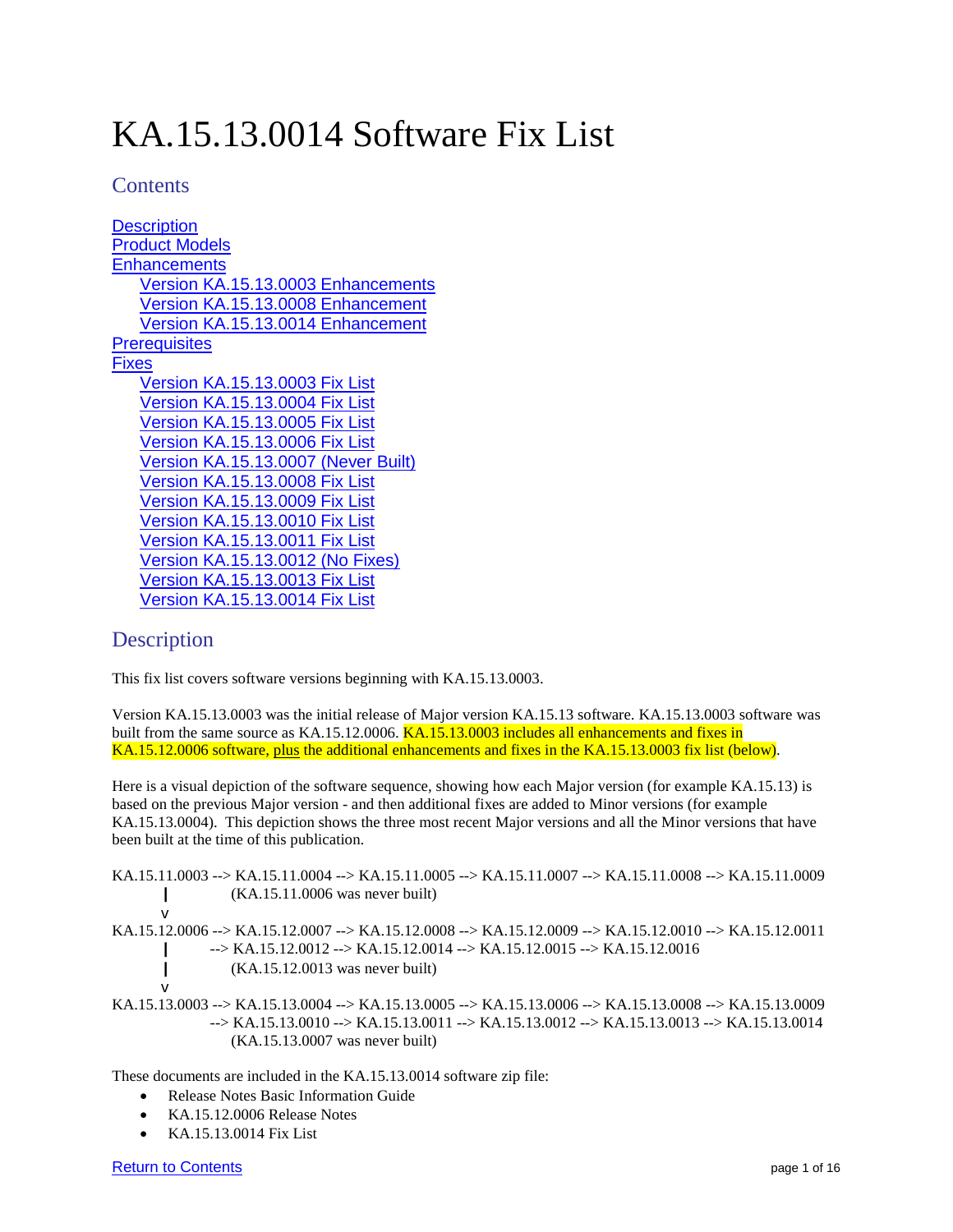# KA.15.13.0014 Software Fix List

## Contents

- Description
- Product Models
- Enhancements
  - Version KA.15.13.0003 Enhancements
  - Version KA.15.13.0008 Enhancement
  - Version KA.15.13.0014 Enhancement
- Prerequisites
- Fixes
  - Version KA.15.13.0003 Fix List
  - Version KA.15.13.0004 Fix List
  - Version KA.15.13.0005 Fix List
  - Version KA.15.13.0006 Fix List
  - Version KA.15.13.0007 (Never Built)
  - Version KA.15.13.0008 Fix List
  - Version KA.15.13.0009 Fix List
  - Version KA.15.13.0010 Fix List
  - Version KA.15.13.0011 Fix List
  - Version KA.15.13.0012 (No Fixes)
  - Version KA.15.13.0013 Fix List
  - Version KA.15.13.0014 Fix List

## Description

This fix list covers software versions beginning with KA.15.13.0003.

Version KA.15.13.0003 was the initial release of Major version KA.15.13 software. KA.15.13.0003 software was built from the same source as KA.15.12.0006. KA.15.13.0003 includes all enhancements and fixes in KA.15.12.0006 software, plus the additional enhancements and fixes in the KA.15.13.0003 fix list (below).

Here is a visual depiction of the software sequence, showing how each Major version (for example KA.15.13) is based on the previous Major version - and then additional fixes are added to Minor versions (for example KA.15.13.0004). This depiction shows the three most recent Major versions and all the Minor versions that have been built at the time of this publication.

```
KA.15.11.0003 --> KA.15.11.0004 --> KA.15.11.0005 --> KA.15.11.0007 --> KA.15.11.0008 --> KA.15.11.0009
      |               (KA.15.11.0006 was never built)
      v
KA.15.12.0006 --> KA.15.12.0007 --> KA.15.12.0008 --> KA.15.12.0009 --> KA.15.12.0010 --> KA.15.12.0011
      |         --> KA.15.12.0012 --> KA.15.12.0014 --> KA.15.12.0015 --> KA.15.12.0016
      |               (KA.15.12.0013 was never built)
      v
KA.15.13.0003 --> KA.15.13.0004 --> KA.15.13.0005 --> KA.15.13.0006 --> KA.15.13.0008 --> KA.15.13.0009
                --> KA.15.13.0010 --> KA.15.13.0011 --> KA.15.13.0012 --> KA.15.13.0013 --> KA.15.13.0014
                      (KA.15.13.0007 was never built)
```

These documents are included in the KA.15.13.0014 software zip file:

- Release Notes Basic Information Guide
- KA.15.12.0006 Release Notes
- KA.15.13.0014 Fix List

Return to Contents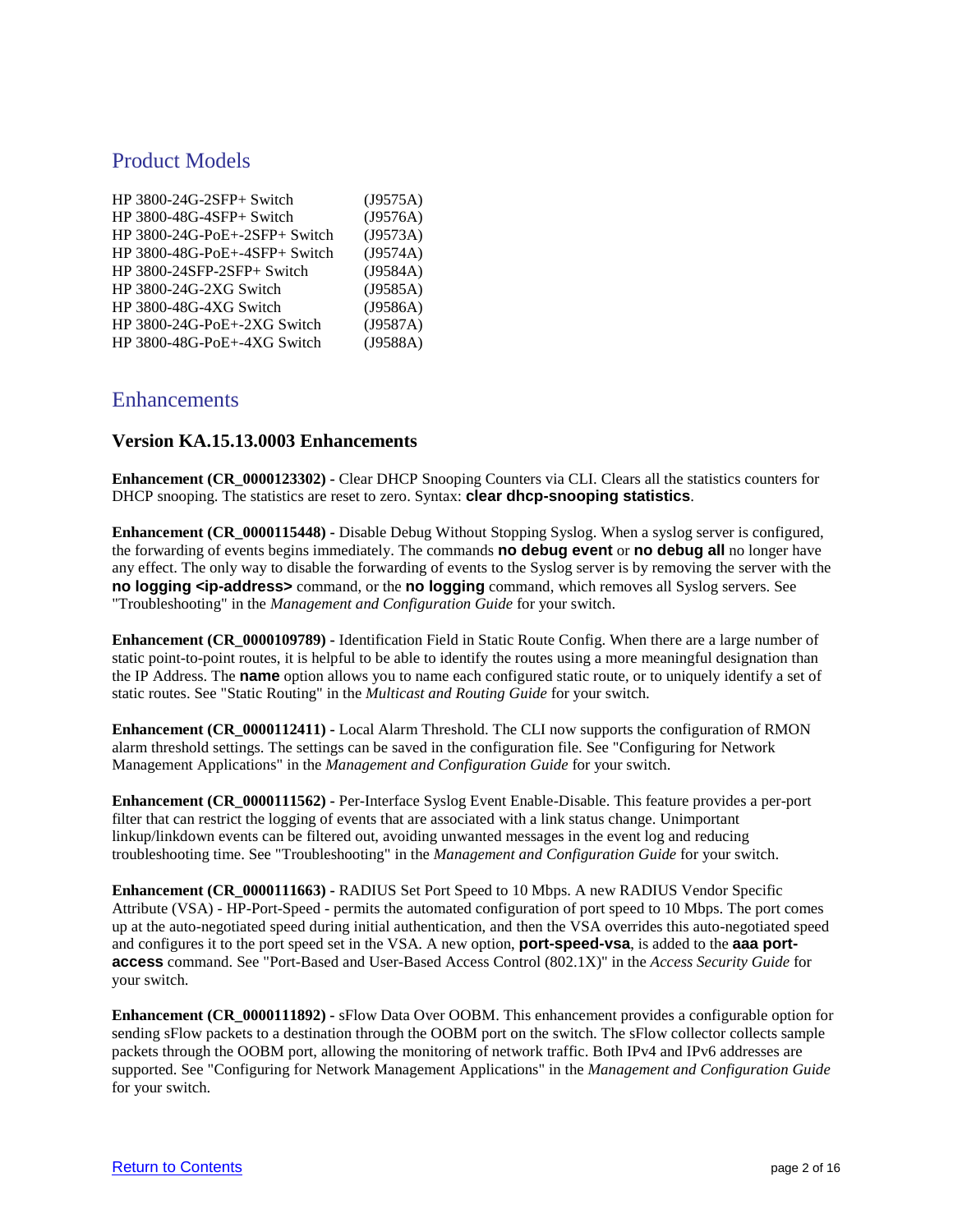## Product Models

| | |
|---|---|
| HP 3800-24G-2SFP+ Switch | (J9575A) |
| HP 3800-48G-4SFP+ Switch | (J9576A) |
| HP 3800-24G-PoE+-2SFP+ Switch | (J9573A) |
| HP 3800-48G-PoE+-4SFP+ Switch | (J9574A) |
| HP 3800-24SFP-2SFP+ Switch | (J9584A) |
| HP 3800-24G-2XG Switch | (J9585A) |
| HP 3800-48G-4XG Switch | (J9586A) |
| HP 3800-24G-PoE+-2XG Switch | (J9587A) |
| HP 3800-48G-PoE+-4XG Switch | (J9588A) |

## Enhancements

### Version KA.15.13.0003 Enhancements

**Enhancement (CR_0000123302) -** Clear DHCP Snooping Counters via CLI. Clears all the statistics counters for DHCP snooping. The statistics are reset to zero. Syntax: **clear dhcp-snooping statistics**.

**Enhancement (CR_0000115448) -** Disable Debug Without Stopping Syslog. When a syslog server is configured, the forwarding of events begins immediately. The commands **no debug event** or **no debug all** no longer have any effect. The only way to disable the forwarding of events to the Syslog server is by removing the server with the **no logging <ip-address>** command, or the **no logging** command, which removes all Syslog servers. See "Troubleshooting" in the *Management and Configuration Guide* for your switch.

**Enhancement (CR_0000109789) -** Identification Field in Static Route Config. When there are a large number of static point-to-point routes, it is helpful to be able to identify the routes using a more meaningful designation than the IP Address. The **name** option allows you to name each configured static route, or to uniquely identify a set of static routes. See "Static Routing" in the *Multicast and Routing Guide* for your switch.

**Enhancement (CR_0000112411) -** Local Alarm Threshold. The CLI now supports the configuration of RMON alarm threshold settings. The settings can be saved in the configuration file. See "Configuring for Network Management Applications" in the *Management and Configuration Guide* for your switch.

**Enhancement (CR_0000111562) -** Per-Interface Syslog Event Enable-Disable. This feature provides a per-port filter that can restrict the logging of events that are associated with a link status change. Unimportant linkup/linkdown events can be filtered out, avoiding unwanted messages in the event log and reducing troubleshooting time. See "Troubleshooting" in the *Management and Configuration Guide* for your switch.

**Enhancement (CR_0000111663) -** RADIUS Set Port Speed to 10 Mbps. A new RADIUS Vendor Specific Attribute (VSA) - HP-Port-Speed - permits the automated configuration of port speed to 10 Mbps. The port comes up at the auto-negotiated speed during initial authentication, and then the VSA overrides this auto-negotiated speed and configures it to the port speed set in the VSA. A new option, **port-speed-vsa**, is added to the **aaa port-access** command. See "Port-Based and User-Based Access Control (802.1X)" in the *Access Security Guide* for your switch.

**Enhancement (CR_0000111892) -** sFlow Data Over OOBM. This enhancement provides a configurable option for sending sFlow packets to a destination through the OOBM port on the switch. The sFlow collector collects sample packets through the OOBM port, allowing the monitoring of network traffic. Both IPv4 and IPv6 addresses are supported. See "Configuring for Network Management Applications" in the *Management and Configuration Guide* for your switch.

Return to Contents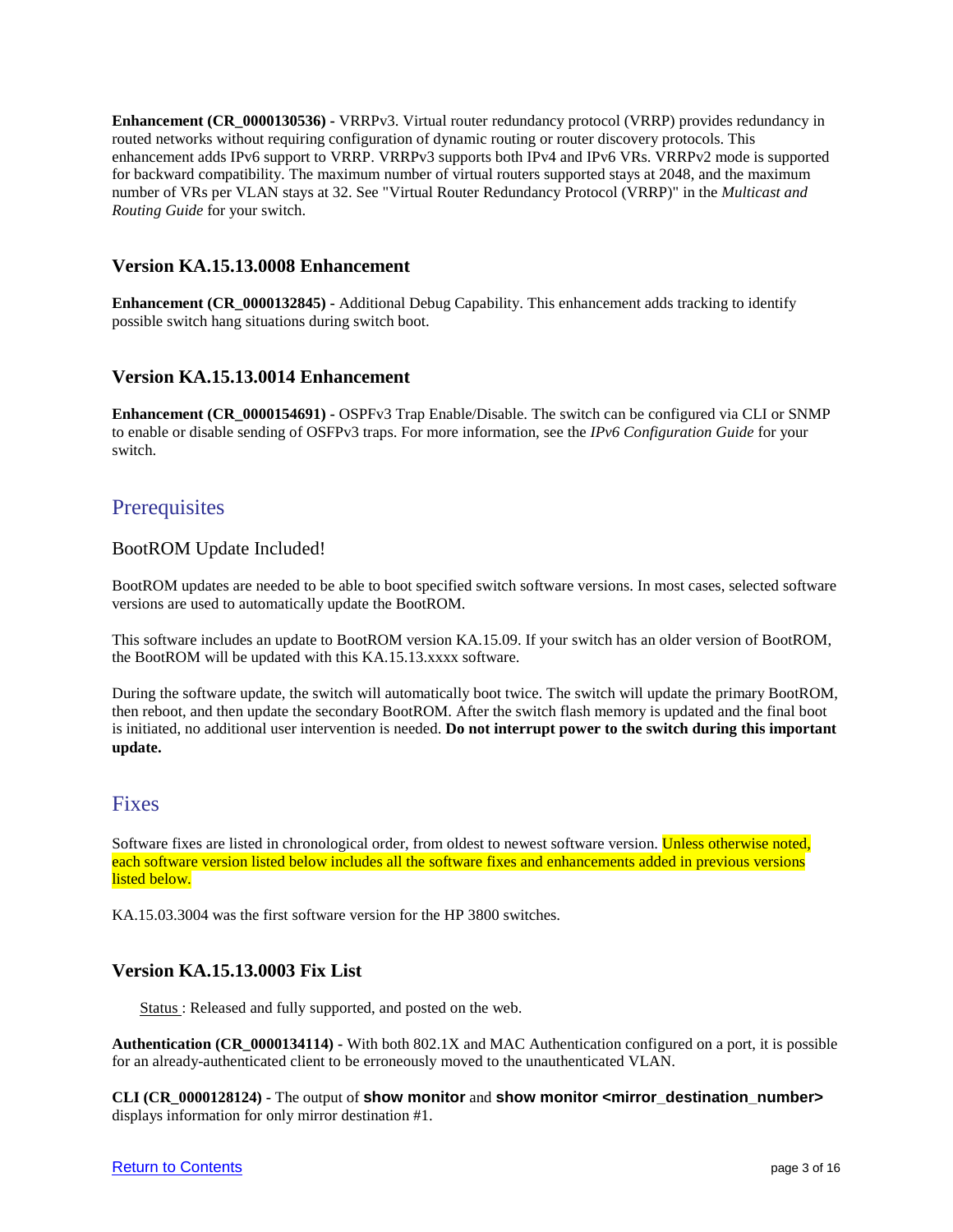**Enhancement (CR_0000130536) -** VRRPv3. Virtual router redundancy protocol (VRRP) provides redundancy in routed networks without requiring configuration of dynamic routing or router discovery protocols. This enhancement adds IPv6 support to VRRP. VRRPv3 supports both IPv4 and IPv6 VRs. VRRPv2 mode is supported for backward compatibility. The maximum number of virtual routers supported stays at 2048, and the maximum number of VRs per VLAN stays at 32. See "Virtual Router Redundancy Protocol (VRRP)" in the *Multicast and Routing Guide* for your switch.

### Version KA.15.13.0008 Enhancement

**Enhancement (CR_0000132845) -** Additional Debug Capability. This enhancement adds tracking to identify possible switch hang situations during switch boot.

### Version KA.15.13.0014 Enhancement

**Enhancement (CR_0000154691) -** OSPFv3 Trap Enable/Disable. The switch can be configured via CLI or SNMP to enable or disable sending of OSPFv3 traps. For more information, see the *IPv6 Configuration Guide* for your switch.

## Prerequisites

### BootROM Update Included!

BootROM updates are needed to be able to boot specified switch software versions. In most cases, selected software versions are used to automatically update the BootROM.

This software includes an update to BootROM version KA.15.09. If your switch has an older version of BootROM, the BootROM will be updated with this KA.15.13.xxxx software.

During the software update, the switch will automatically boot twice. The switch will update the primary BootROM, then reboot, and then update the secondary BootROM. After the switch flash memory is updated and the final boot is initiated, no additional user intervention is needed. **Do not interrupt power to the switch during this important update.**

## Fixes

Software fixes are listed in chronological order, from oldest to newest software version. Unless otherwise noted, each software version listed below includes all the software fixes and enhancements added in previous versions listed below.

KA.15.03.3004 was the first software version for the HP 3800 switches.

### Version KA.15.13.0003 Fix List

Status : Released and fully supported, and posted on the web.

**Authentication (CR_0000134114) -** With both 802.1X and MAC Authentication configured on a port, it is possible for an already-authenticated client to be erroneously moved to the unauthenticated VLAN.

**CLI (CR_0000128124) -** The output of **show monitor** and **show monitor <mirror_destination_number>** displays information for only mirror destination #1.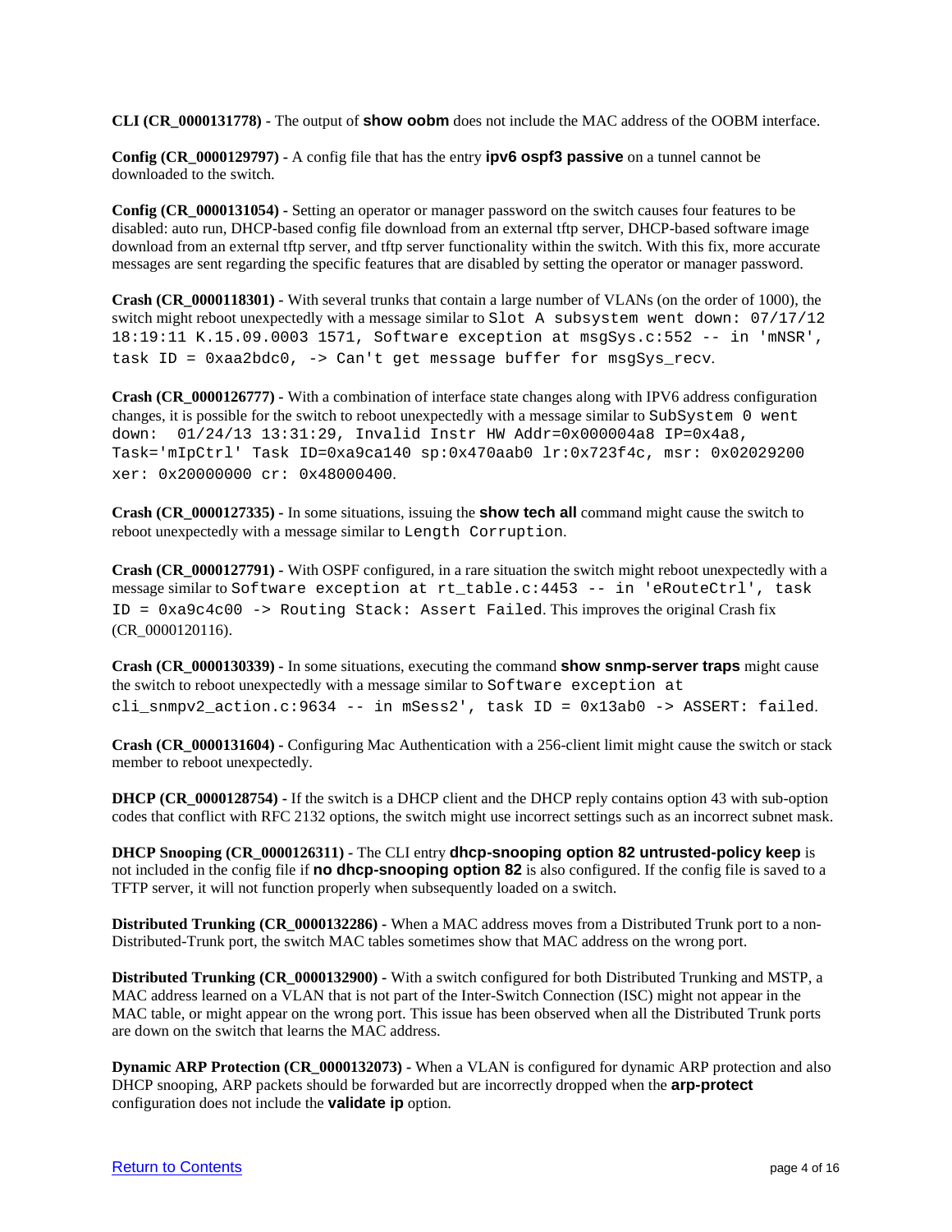**CLI (CR_0000131778) -** The output of **show oobm** does not include the MAC address of the OOBM interface.

**Config (CR_0000129797) -** A config file that has the entry **ipv6 ospf3 passive** on a tunnel cannot be downloaded to the switch.

**Config (CR_0000131054) -** Setting an operator or manager password on the switch causes four features to be disabled: auto run, DHCP-based config file download from an external tftp server, DHCP-based software image download from an external tftp server, and tftp server functionality within the switch. With this fix, more accurate messages are sent regarding the specific features that are disabled by setting the operator or manager password.

**Crash (CR_0000118301) -** With several trunks that contain a large number of VLANs (on the order of 1000), the switch might reboot unexpectedly with a message similar to `Slot A subsystem went down: 07/17/12 18:19:11 K.15.09.0003 1571, Software exception at msgSys.c:552 -- in 'mNSR', task ID = 0xaa2bdc0, -> Can't get message buffer for msgSys_recv`.

**Crash (CR_0000126777) -** With a combination of interface state changes along with IPV6 address configuration changes, it is possible for the switch to reboot unexpectedly with a message similar to `SubSystem 0 went down: 01/24/13 13:31:29, Invalid Instr HW Addr=0x000004a8 IP=0x4a8, Task='mIpCtrl' Task ID=0xa9ca140 sp:0x470aab0 lr:0x723f4c, msr: 0x02029200 xer: 0x20000000 cr: 0x48000400`.

**Crash (CR_0000127335) -** In some situations, issuing the **show tech all** command might cause the switch to reboot unexpectedly with a message similar to `Length Corruption`.

**Crash (CR_0000127791) -** With OSPF configured, in a rare situation the switch might reboot unexpectedly with a message similar to `Software exception at rt_table.c:4453 -- in 'eRouteCtrl', task ID = 0xa9c4c00 -> Routing Stack: Assert Failed`. This improves the original Crash fix (CR_0000120116).

**Crash (CR_0000130339) -** In some situations, executing the command **show snmp-server traps** might cause the switch to reboot unexpectedly with a message similar to `Software exception at cli_snmpv2_action.c:9634 -- in mSess2', task ID = 0x13ab0 -> ASSERT: failed`.

**Crash (CR_0000131604) -** Configuring Mac Authentication with a 256-client limit might cause the switch or stack member to reboot unexpectedly.

**DHCP (CR_0000128754) -** If the switch is a DHCP client and the DHCP reply contains option 43 with sub-option codes that conflict with RFC 2132 options, the switch might use incorrect settings such as an incorrect subnet mask.

**DHCP Snooping (CR_0000126311) -** The CLI entry **dhcp-snooping option 82 untrusted-policy keep** is not included in the config file if **no dhcp-snooping option 82** is also configured. If the config file is saved to a TFTP server, it will not function properly when subsequently loaded on a switch.

**Distributed Trunking (CR_0000132286) -** When a MAC address moves from a Distributed Trunk port to a non-Distributed-Trunk port, the switch MAC tables sometimes show that MAC address on the wrong port.

**Distributed Trunking (CR_0000132900) -** With a switch configured for both Distributed Trunking and MSTP, a MAC address learned on a VLAN that is not part of the Inter-Switch Connection (ISC) might not appear in the MAC table, or might appear on the wrong port. This issue has been observed when all the Distributed Trunk ports are down on the switch that learns the MAC address.

**Dynamic ARP Protection (CR_0000132073) -** When a VLAN is configured for dynamic ARP protection and also DHCP snooping, ARP packets should be forwarded but are incorrectly dropped when the **arp-protect** configuration does not include the **validate ip** option.

Return to Contents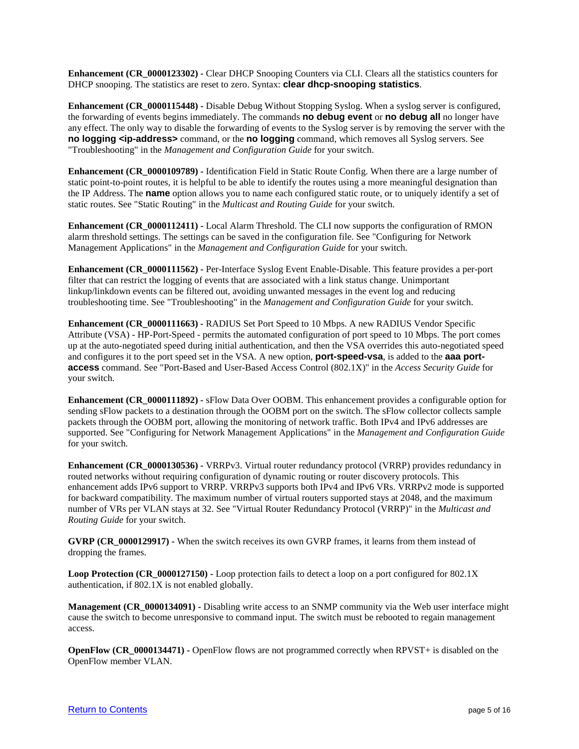**Enhancement (CR_0000123302) -** Clear DHCP Snooping Counters via CLI. Clears all the statistics counters for DHCP snooping. The statistics are reset to zero. Syntax: **clear dhcp-snooping statistics**.

**Enhancement (CR_0000115448) -** Disable Debug Without Stopping Syslog. When a syslog server is configured, the forwarding of events begins immediately. The commands **no debug event** or **no debug all** no longer have any effect. The only way to disable the forwarding of events to the Syslog server is by removing the server with the **no logging <ip-address>** command, or the **no logging** command, which removes all Syslog servers. See "Troubleshooting" in the *Management and Configuration Guide* for your switch.

**Enhancement (CR_0000109789) -** Identification Field in Static Route Config. When there are a large number of static point-to-point routes, it is helpful to be able to identify the routes using a more meaningful designation than the IP Address. The **name** option allows you to name each configured static route, or to uniquely identify a set of static routes. See "Static Routing" in the *Multicast and Routing Guide* for your switch.

**Enhancement (CR_0000112411) -** Local Alarm Threshold. The CLI now supports the configuration of RMON alarm threshold settings. The settings can be saved in the configuration file. See "Configuring for Network Management Applications" in the *Management and Configuration Guide* for your switch.

**Enhancement (CR_0000111562) -** Per-Interface Syslog Event Enable-Disable. This feature provides a per-port filter that can restrict the logging of events that are associated with a link status change. Unimportant linkup/linkdown events can be filtered out, avoiding unwanted messages in the event log and reducing troubleshooting time. See "Troubleshooting" in the *Management and Configuration Guide* for your switch.

**Enhancement (CR_0000111663) -** RADIUS Set Port Speed to 10 Mbps. A new RADIUS Vendor Specific Attribute (VSA) - HP-Port-Speed - permits the automated configuration of port speed to 10 Mbps. The port comes up at the auto-negotiated speed during initial authentication, and then the VSA overrides this auto-negotiated speed and configures it to the port speed set in the VSA. A new option, **port-speed-vsa**, is added to the **aaa port-access** command. See "Port-Based and User-Based Access Control (802.1X)" in the *Access Security Guide* for your switch.

**Enhancement (CR_0000111892) -** sFlow Data Over OOBM. This enhancement provides a configurable option for sending sFlow packets to a destination through the OOBM port on the switch. The sFlow collector collects sample packets through the OOBM port, allowing the monitoring of network traffic. Both IPv4 and IPv6 addresses are supported. See "Configuring for Network Management Applications" in the *Management and Configuration Guide* for your switch.

**Enhancement (CR_0000130536) -** VRRPv3. Virtual router redundancy protocol (VRRP) provides redundancy in routed networks without requiring configuration of dynamic routing or router discovery protocols. This enhancement adds IPv6 support to VRRP. VRRPv3 supports both IPv4 and IPv6 VRs. VRRPv2 mode is supported for backward compatibility. The maximum number of virtual routers supported stays at 2048, and the maximum number of VRs per VLAN stays at 32. See "Virtual Router Redundancy Protocol (VRRP)" in the *Multicast and Routing Guide* for your switch.

**GVRP (CR_0000129917)** - When the switch receives its own GVRP frames, it learns from them instead of dropping the frames.

**Loop Protection (CR_0000127150)** - Loop protection fails to detect a loop on a port configured for 802.1X authentication, if 802.1X is not enabled globally.

**Management (CR_0000134091) -** Disabling write access to an SNMP community via the Web user interface might cause the switch to become unresponsive to command input. The switch must be rebooted to regain management access.

**OpenFlow (CR_0000134471) -** OpenFlow flows are not programmed correctly when RPVST+ is disabled on the OpenFlow member VLAN.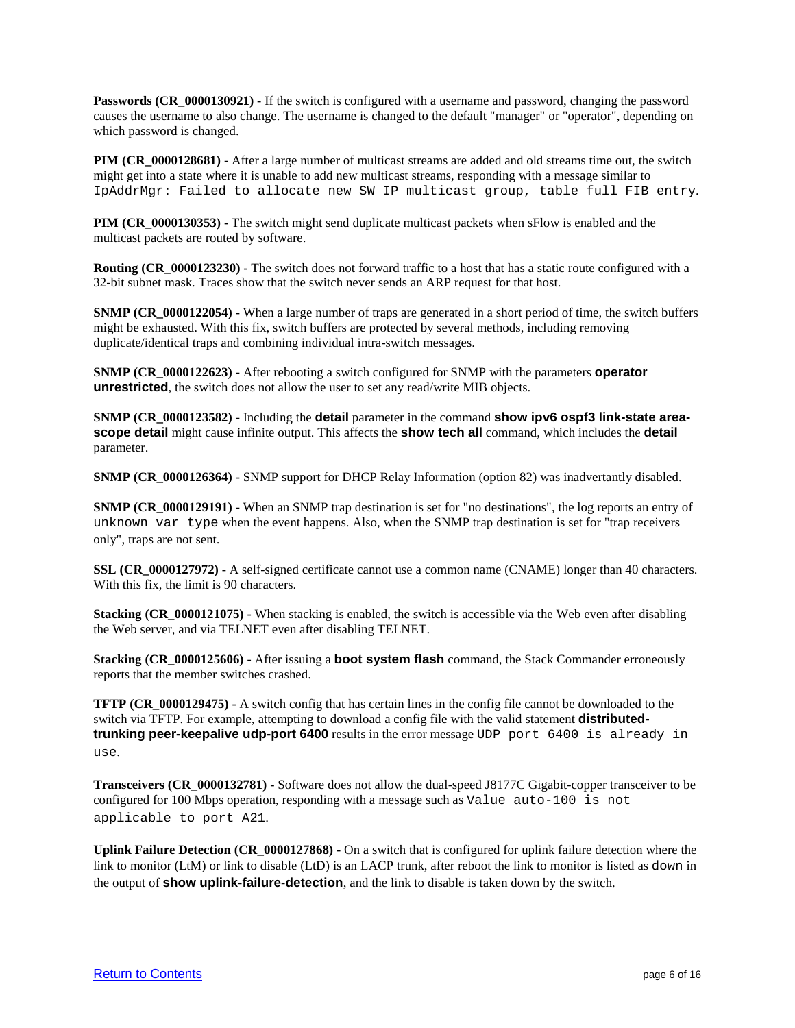**Passwords (CR_0000130921) -** If the switch is configured with a username and password, changing the password causes the username to also change. The username is changed to the default "manager" or "operator", depending on which password is changed.

**PIM (CR_0000128681) -** After a large number of multicast streams are added and old streams time out, the switch might get into a state where it is unable to add new multicast streams, responding with a message similar to `IpAddrMgr: Failed to allocate new SW IP multicast group, table full FIB entry`.

**PIM (CR_0000130353) -** The switch might send duplicate multicast packets when sFlow is enabled and the multicast packets are routed by software.

**Routing (CR_0000123230) -** The switch does not forward traffic to a host that has a static route configured with a 32-bit subnet mask. Traces show that the switch never sends an ARP request for that host.

**SNMP (CR_0000122054) -** When a large number of traps are generated in a short period of time, the switch buffers might be exhausted. With this fix, switch buffers are protected by several methods, including removing duplicate/identical traps and combining individual intra-switch messages.

**SNMP (CR_0000122623) -** After rebooting a switch configured for SNMP with the parameters **operator unrestricted**, the switch does not allow the user to set any read/write MIB objects.

**SNMP (CR_0000123582) -** Including the **detail** parameter in the command **show ipv6 ospf3 link-state area-scope detail** might cause infinite output. This affects the **show tech all** command, which includes the **detail** parameter.

**SNMP (CR_0000126364) -** SNMP support for DHCP Relay Information (option 82) was inadvertantly disabled.

**SNMP (CR_0000129191) -** When an SNMP trap destination is set for "no destinations", the log reports an entry of `unknown var type` when the event happens. Also, when the SNMP trap destination is set for "trap receivers only", traps are not sent.

**SSL (CR_0000127972) -** A self-signed certificate cannot use a common name (CNAME) longer than 40 characters. With this fix, the limit is 90 characters.

**Stacking (CR_0000121075) -** When stacking is enabled, the switch is accessible via the Web even after disabling the Web server, and via TELNET even after disabling TELNET.

**Stacking (CR_0000125606) -** After issuing a **boot system flash** command, the Stack Commander erroneously reports that the member switches crashed.

**TFTP (CR_0000129475) -** A switch config that has certain lines in the config file cannot be downloaded to the switch via TFTP. For example, attempting to download a config file with the valid statement **distributed-trunking peer-keepalive udp-port 6400** results in the error message `UDP port 6400 is already in use`.

**Transceivers (CR_0000132781) -** Software does not allow the dual-speed J8177C Gigabit-copper transceiver to be configured for 100 Mbps operation, responding with a message such as `Value auto-100 is not applicable to port A21`.

**Uplink Failure Detection (CR_0000127868) -** On a switch that is configured for uplink failure detection where the link to monitor (LtM) or link to disable (LtD) is an LACP trunk, after reboot the link to monitor is listed as `down` in the output of **show uplink-failure-detection**, and the link to disable is taken down by the switch.

[Return to Contents]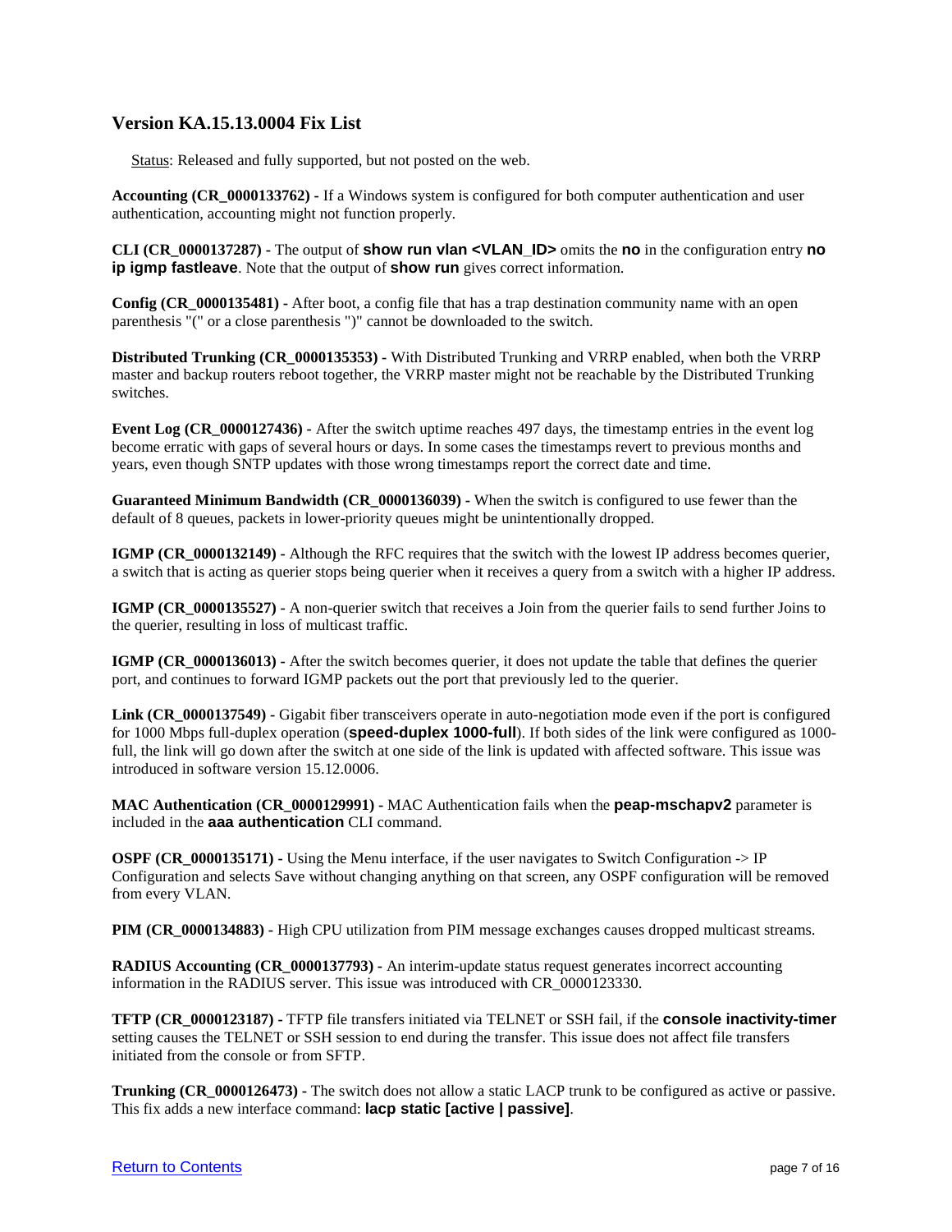## Version KA.15.13.0004 Fix List

Status: Released and fully supported, but not posted on the web.

**Accounting (CR_0000133762) -** If a Windows system is configured for both computer authentication and user authentication, accounting might not function properly.

**CLI (CR_0000137287) -** The output of **show run vlan <VLAN_ID>** omits the **no** in the configuration entry **no ip igmp fastleave**. Note that the output of **show run** gives correct information.

**Config (CR_0000135481) -** After boot, a config file that has a trap destination community name with an open parenthesis "(" or a close parenthesis ")" cannot be downloaded to the switch.

**Distributed Trunking (CR_0000135353) -** With Distributed Trunking and VRRP enabled, when both the VRRP master and backup routers reboot together, the VRRP master might not be reachable by the Distributed Trunking switches.

**Event Log (CR_0000127436) -** After the switch uptime reaches 497 days, the timestamp entries in the event log become erratic with gaps of several hours or days. In some cases the timestamps revert to previous months and years, even though SNTP updates with those wrong timestamps report the correct date and time.

**Guaranteed Minimum Bandwidth (CR_0000136039) -** When the switch is configured to use fewer than the default of 8 queues, packets in lower-priority queues might be unintentionally dropped.

**IGMP (CR_0000132149) -** Although the RFC requires that the switch with the lowest IP address becomes querier, a switch that is acting as querier stops being querier when it receives a query from a switch with a higher IP address.

**IGMP (CR_0000135527) -** A non-querier switch that receives a Join from the querier fails to send further Joins to the querier, resulting in loss of multicast traffic.

**IGMP (CR_0000136013) -** After the switch becomes querier, it does not update the table that defines the querier port, and continues to forward IGMP packets out the port that previously led to the querier.

**Link (CR_0000137549) -** Gigabit fiber transceivers operate in auto-negotiation mode even if the port is configured for 1000 Mbps full-duplex operation (**speed-duplex 1000-full**). If both sides of the link were configured as 1000-full, the link will go down after the switch at one side of the link is updated with affected software. This issue was introduced in software version 15.12.0006.

**MAC Authentication (CR_0000129991) -** MAC Authentication fails when the **peap-mschapv2** parameter is included in the **aaa authentication** CLI command.

**OSPF (CR_0000135171) -** Using the Menu interface, if the user navigates to Switch Configuration -> IP Configuration and selects Save without changing anything on that screen, any OSPF configuration will be removed from every VLAN.

**PIM (CR_0000134883) -** High CPU utilization from PIM message exchanges causes dropped multicast streams.

**RADIUS Accounting (CR_0000137793) -** An interim-update status request generates incorrect accounting information in the RADIUS server. This issue was introduced with CR_0000123330.

**TFTP (CR_0000123187) -** TFTP file transfers initiated via TELNET or SSH fail, if the **console inactivity-timer** setting causes the TELNET or SSH session to end during the transfer. This issue does not affect file transfers initiated from the console or from SFTP.

**Trunking (CR_0000126473) -** The switch does not allow a static LACP trunk to be configured as active or passive. This fix adds a new interface command: **lacp static [active | passive]**.

Return to Contents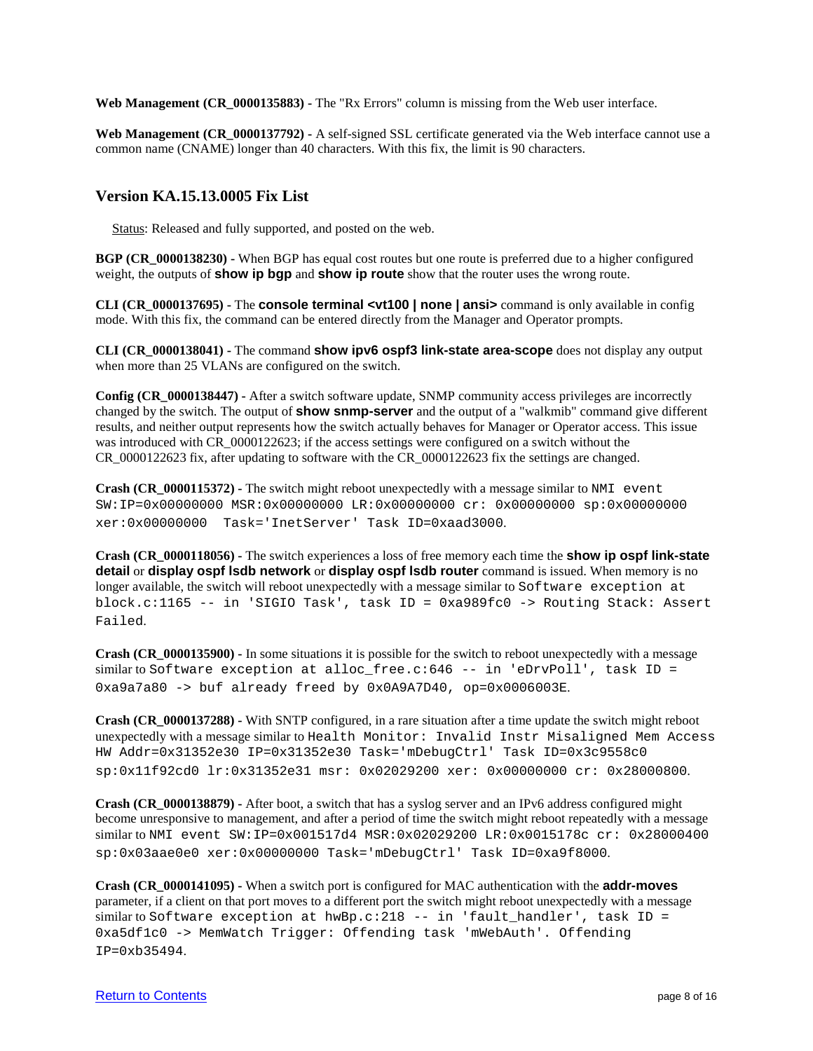**Web Management (CR_0000135883) -** The "Rx Errors" column is missing from the Web user interface.

**Web Management (CR_0000137792) -** A self-signed SSL certificate generated via the Web interface cannot use a common name (CNAME) longer than 40 characters. With this fix, the limit is 90 characters.

## Version KA.15.13.0005 Fix List

Status: Released and fully supported, and posted on the web.

**BGP (CR_0000138230) -** When BGP has equal cost routes but one route is preferred due to a higher configured weight, the outputs of **show ip bgp** and **show ip route** show that the router uses the wrong route.

**CLI (CR_0000137695) -** The **console terminal <vt100 | none | ansi>** command is only available in config mode. With this fix, the command can be entered directly from the Manager and Operator prompts.

**CLI (CR_0000138041) -** The command **show ipv6 ospf3 link-state area-scope** does not display any output when more than 25 VLANs are configured on the switch.

**Config (CR_0000138447) -** After a switch software update, SNMP community access privileges are incorrectly changed by the switch. The output of **show snmp-server** and the output of a "walkmib" command give different results, and neither output represents how the switch actually behaves for Manager or Operator access. This issue was introduced with CR_0000122623; if the access settings were configured on a switch without the CR_0000122623 fix, after updating to software with the CR_0000122623 fix the settings are changed.

**Crash (CR_0000115372) -** The switch might reboot unexpectedly with a message similar to `NMI event SW:IP=0x00000000 MSR:0x00000000 LR:0x00000000 cr: 0x00000000 sp:0x00000000 xer:0x00000000 Task='InetServer' Task ID=0xaad3000`.

**Crash (CR_0000118056) -** The switch experiences a loss of free memory each time the **show ip ospf link-state detail** or **display ospf lsdb network** or **display ospf lsdb router** command is issued. When memory is no longer available, the switch will reboot unexpectedly with a message similar to `Software exception at block.c:1165 -- in 'SIGIO Task', task ID = 0xa989fc0 -> Routing Stack: Assert Failed`.

**Crash (CR_0000135900) -** In some situations it is possible for the switch to reboot unexpectedly with a message similar to `Software exception at alloc_free.c:646 -- in 'eDrvPoll', task ID = 0xa9a7a80 -> buf already freed by 0x0A9A7D40, op=0x0006003E`.

**Crash (CR_0000137288) -** With SNTP configured, in a rare situation after a time update the switch might reboot unexpectedly with a message similar to `Health Monitor: Invalid Instr Misaligned Mem Access HW Addr=0x31352e30 IP=0x31352e30 Task='mDebugCtrl' Task ID=0x3c9558c0 sp:0x11f92cd0 lr:0x31352e31 msr: 0x02029200 xer: 0x00000000 cr: 0x28000800`.

**Crash (CR_0000138879) -** After boot, a switch that has a syslog server and an IPv6 address configured might become unresponsive to management, and after a period of time the switch might reboot repeatedly with a message similar to `NMI event SW:IP=0x001517d4 MSR:0x02029200 LR:0x0015178c cr: 0x28000400 sp:0x03aae0e0 xer:0x00000000 Task='mDebugCtrl' Task ID=0xa9f8000`.

**Crash (CR_0000141095) -** When a switch port is configured for MAC authentication with the **addr-moves** parameter, if a client on that port moves to a different port the switch might reboot unexpectedly with a message similar to `Software exception at hwBp.c:218 -- in 'fault_handler', task ID = 0xa5df1c0 -> MemWatch Trigger: Offending task 'mWebAuth'. Offending IP=0xb35494`.

Return to Contents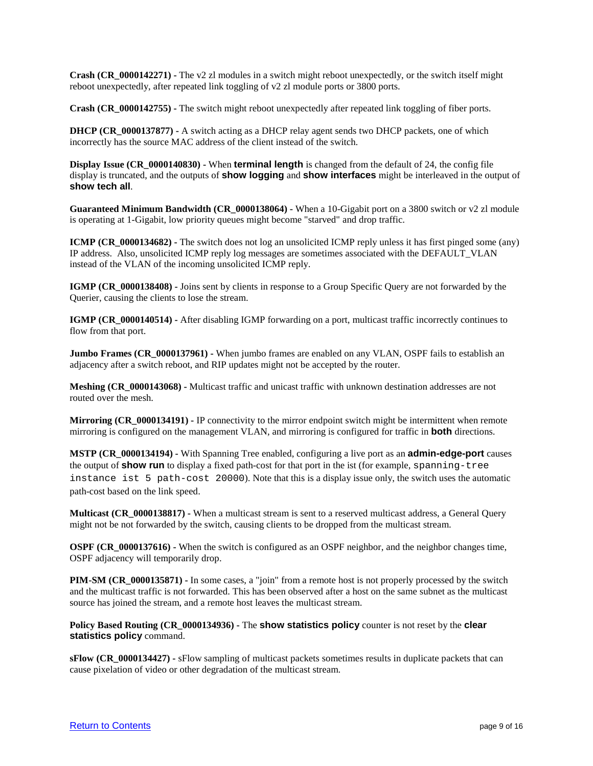**Crash (CR_0000142271) -** The v2 zl modules in a switch might reboot unexpectedly, or the switch itself might reboot unexpectedly, after repeated link toggling of v2 zl module ports or 3800 ports.

**Crash (CR_0000142755) -** The switch might reboot unexpectedly after repeated link toggling of fiber ports.

**DHCP (CR_0000137877) -** A switch acting as a DHCP relay agent sends two DHCP packets, one of which incorrectly has the source MAC address of the client instead of the switch.

**Display Issue (CR_0000140830) -** When **terminal length** is changed from the default of 24, the config file display is truncated, and the outputs of **show logging** and **show interfaces** might be interleaved in the output of **show tech all**.

**Guaranteed Minimum Bandwidth (CR_0000138064) -** When a 10-Gigabit port on a 3800 switch or v2 zl module is operating at 1-Gigabit, low priority queues might become "starved" and drop traffic.

**ICMP (CR_0000134682) -** The switch does not log an unsolicited ICMP reply unless it has first pinged some (any) IP address. Also, unsolicited ICMP reply log messages are sometimes associated with the DEFAULT_VLAN instead of the VLAN of the incoming unsolicited ICMP reply.

**IGMP (CR_0000138408) -** Joins sent by clients in response to a Group Specific Query are not forwarded by the Querier, causing the clients to lose the stream.

**IGMP (CR_0000140514) -** After disabling IGMP forwarding on a port, multicast traffic incorrectly continues to flow from that port.

**Jumbo Frames (CR_0000137961) -** When jumbo frames are enabled on any VLAN, OSPF fails to establish an adjacency after a switch reboot, and RIP updates might not be accepted by the router.

**Meshing (CR_0000143068) -** Multicast traffic and unicast traffic with unknown destination addresses are not routed over the mesh.

**Mirroring (CR_0000134191) -** IP connectivity to the mirror endpoint switch might be intermittent when remote mirroring is configured on the management VLAN, and mirroring is configured for traffic in **both** directions.

**MSTP (CR_0000134194) -** With Spanning Tree enabled, configuring a live port as an **admin-edge-port** causes the output of **show run** to display a fixed path-cost for that port in the ist (for example, `spanning-tree instance ist 5 path-cost 20000`). Note that this is a display issue only, the switch uses the automatic path-cost based on the link speed.

**Multicast (CR_0000138817) -** When a multicast stream is sent to a reserved multicast address, a General Query might not be not forwarded by the switch, causing clients to be dropped from the multicast stream.

**OSPF (CR_0000137616) -** When the switch is configured as an OSPF neighbor, and the neighbor changes time, OSPF adjacency will temporarily drop.

**PIM-SM (CR_0000135871) -** In some cases, a "join" from a remote host is not properly processed by the switch and the multicast traffic is not forwarded. This has been observed after a host on the same subnet as the multicast source has joined the stream, and a remote host leaves the multicast stream.

**Policy Based Routing (CR_0000134936) -** The **show statistics policy** counter is not reset by the **clear statistics policy** command.

**sFlow (CR_0000134427) -** sFlow sampling of multicast packets sometimes results in duplicate packets that can cause pixelation of video or other degradation of the multicast stream.

Return to Contents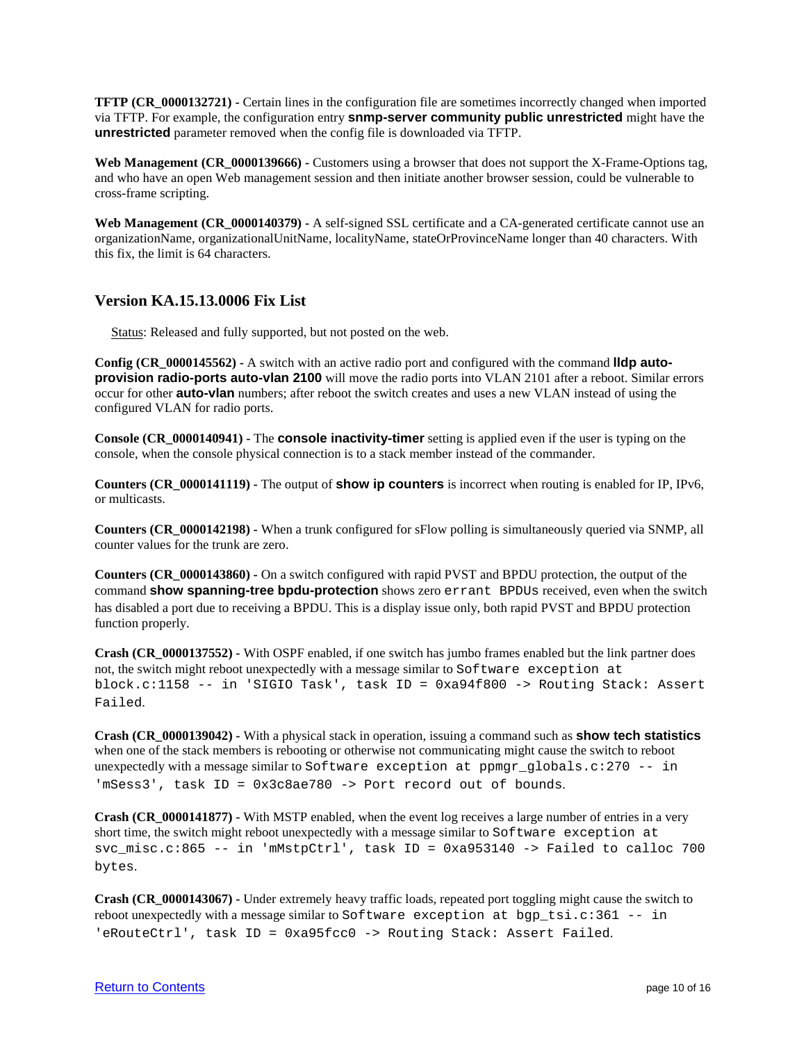**TFTP (CR_0000132721) -** Certain lines in the configuration file are sometimes incorrectly changed when imported via TFTP. For example, the configuration entry **snmp-server community public unrestricted** might have the **unrestricted** parameter removed when the config file is downloaded via TFTP.

**Web Management (CR_0000139666) -** Customers using a browser that does not support the X-Frame-Options tag, and who have an open Web management session and then initiate another browser session, could be vulnerable to cross-frame scripting.

**Web Management (CR_0000140379) -** A self-signed SSL certificate and a CA-generated certificate cannot use an organizationName, organizationalUnitName, localityName, stateOrProvinceName longer than 40 characters. With this fix, the limit is 64 characters.

## Version KA.15.13.0006 Fix List

Status: Released and fully supported, but not posted on the web.

**Config (CR_0000145562) -** A switch with an active radio port and configured with the command **lldp auto-provision radio-ports auto-vlan 2100** will move the radio ports into VLAN 2101 after a reboot. Similar errors occur for other **auto-vlan** numbers; after reboot the switch creates and uses a new VLAN instead of using the configured VLAN for radio ports.

**Console (CR_0000140941) -** The **console inactivity-timer** setting is applied even if the user is typing on the console, when the console physical connection is to a stack member instead of the commander.

**Counters (CR_0000141119) -** The output of **show ip counters** is incorrect when routing is enabled for IP, IPv6, or multicasts.

**Counters (CR_0000142198) -** When a trunk configured for sFlow polling is simultaneously queried via SNMP, all counter values for the trunk are zero.

**Counters (CR_0000143860) -** On a switch configured with rapid PVST and BPDU protection, the output of the command **show spanning-tree bpdu-protection** shows zero `errant BPDUs` received, even when the switch has disabled a port due to receiving a BPDU. This is a display issue only, both rapid PVST and BPDU protection function properly.

**Crash (CR_0000137552) -** With OSPF enabled, if one switch has jumbo frames enabled but the link partner does not, the switch might reboot unexpectedly with a message similar to `Software exception at block.c:1158 -- in 'SIGIO Task', task ID = 0xa94f800 -> Routing Stack: Assert Failed`.

**Crash (CR_0000139042) -** With a physical stack in operation, issuing a command such as **show tech statistics** when one of the stack members is rebooting or otherwise not communicating might cause the switch to reboot unexpectedly with a message similar to `Software exception at ppmgr_globals.c:270 -- in 'mSess3', task ID = 0x3c8ae780 -> Port record out of bounds`.

**Crash (CR_0000141877) -** With MSTP enabled, when the event log receives a large number of entries in a very short time, the switch might reboot unexpectedly with a message similar to `Software exception at svc_misc.c:865 -- in 'mMstpCtrl', task ID = 0xa953140 -> Failed to calloc 700 bytes`.

**Crash (CR_0000143067) -** Under extremely heavy traffic loads, repeated port toggling might cause the switch to reboot unexpectedly with a message similar to `Software exception at bgp_tsi.c:361 -- in 'eRouteCtrl', task ID = 0xa95fcc0 -> Routing Stack: Assert Failed`.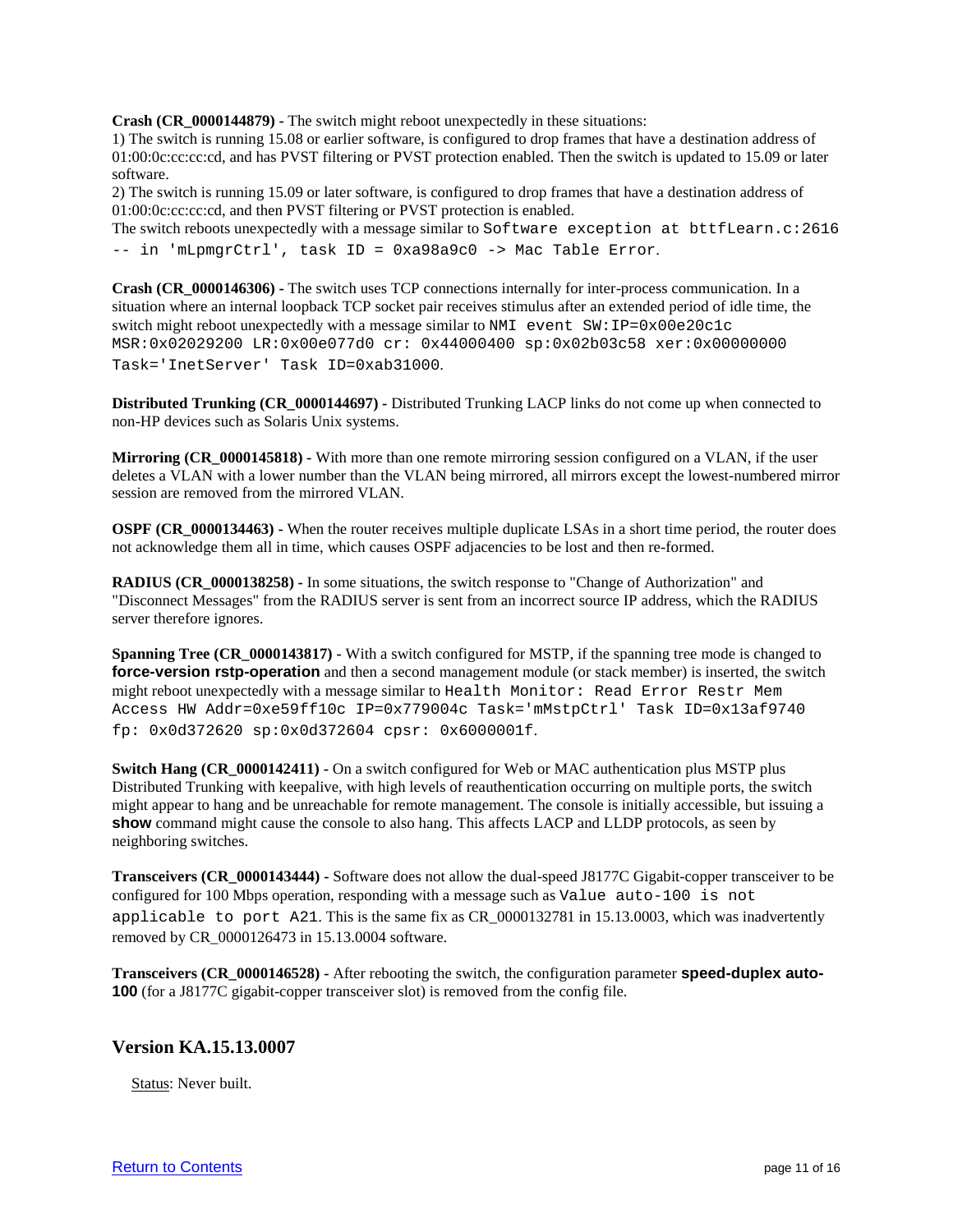**Crash (CR_0000144879) -** The switch might reboot unexpectedly in these situations:
1) The switch is running 15.08 or earlier software, is configured to drop frames that have a destination address of 01:00:0c:cc:cc:cd, and has PVST filtering or PVST protection enabled. Then the switch is updated to 15.09 or later software.
2) The switch is running 15.09 or later software, is configured to drop frames that have a destination address of 01:00:0c:cc:cc:cd, and then PVST filtering or PVST protection is enabled.
The switch reboots unexpectedly with a message similar to `Software exception at bttfLearn.c:2616 -- in 'mLpmgrCtrl', task ID = 0xa98a9c0 -> Mac Table Error`.

**Crash (CR_0000146306) -** The switch uses TCP connections internally for inter-process communication. In a situation where an internal loopback TCP socket pair receives stimulus after an extended period of idle time, the switch might reboot unexpectedly with a message similar to `NMI event SW:IP=0x00e20c1c MSR:0x02029200 LR:0x00e077d0 cr: 0x44000400 sp:0x02b03c58 xer:0x00000000 Task='InetServer' Task ID=0xab31000`.

**Distributed Trunking (CR_0000144697) -** Distributed Trunking LACP links do not come up when connected to non-HP devices such as Solaris Unix systems.

**Mirroring (CR_0000145818) -** With more than one remote mirroring session configured on a VLAN, if the user deletes a VLAN with a lower number than the VLAN being mirrored, all mirrors except the lowest-numbered mirror session are removed from the mirrored VLAN.

**OSPF (CR_0000134463) -** When the router receives multiple duplicate LSAs in a short time period, the router does not acknowledge them all in time, which causes OSPF adjacencies to be lost and then re-formed.

**RADIUS (CR_0000138258) -** In some situations, the switch response to "Change of Authorization" and "Disconnect Messages" from the RADIUS server is sent from an incorrect source IP address, which the RADIUS server therefore ignores.

**Spanning Tree (CR_0000143817) -** With a switch configured for MSTP, if the spanning tree mode is changed to **force-version rstp-operation** and then a second management module (or stack member) is inserted, the switch might reboot unexpectedly with a message similar to `Health Monitor: Read Error Restr Mem Access HW Addr=0xe59ff10c IP=0x779004c Task='mMstpCtrl' Task ID=0x13af9740 fp: 0x0d372620 sp:0x0d372604 cpsr: 0x6000001f`.

**Switch Hang (CR_0000142411) -** On a switch configured for Web or MAC authentication plus MSTP plus Distributed Trunking with keepalive, with high levels of reauthentication occurring on multiple ports, the switch might appear to hang and be unreachable for remote management. The console is initially accessible, but issuing a **show** command might cause the console to also hang. This affects LACP and LLDP protocols, as seen by neighboring switches.

**Transceivers (CR_0000143444) -** Software does not allow the dual-speed J8177C Gigabit-copper transceiver to be configured for 100 Mbps operation, responding with a message such as `Value auto-100 is not applicable to port A21`. This is the same fix as CR_0000132781 in 15.13.0003, which was inadvertently removed by CR_0000126473 in 15.13.0004 software.

**Transceivers (CR_0000146528) -** After rebooting the switch, the configuration parameter **speed-duplex auto-100** (for a J8177C gigabit-copper transceiver slot) is removed from the config file.

## Version KA.15.13.0007

Status: Never built.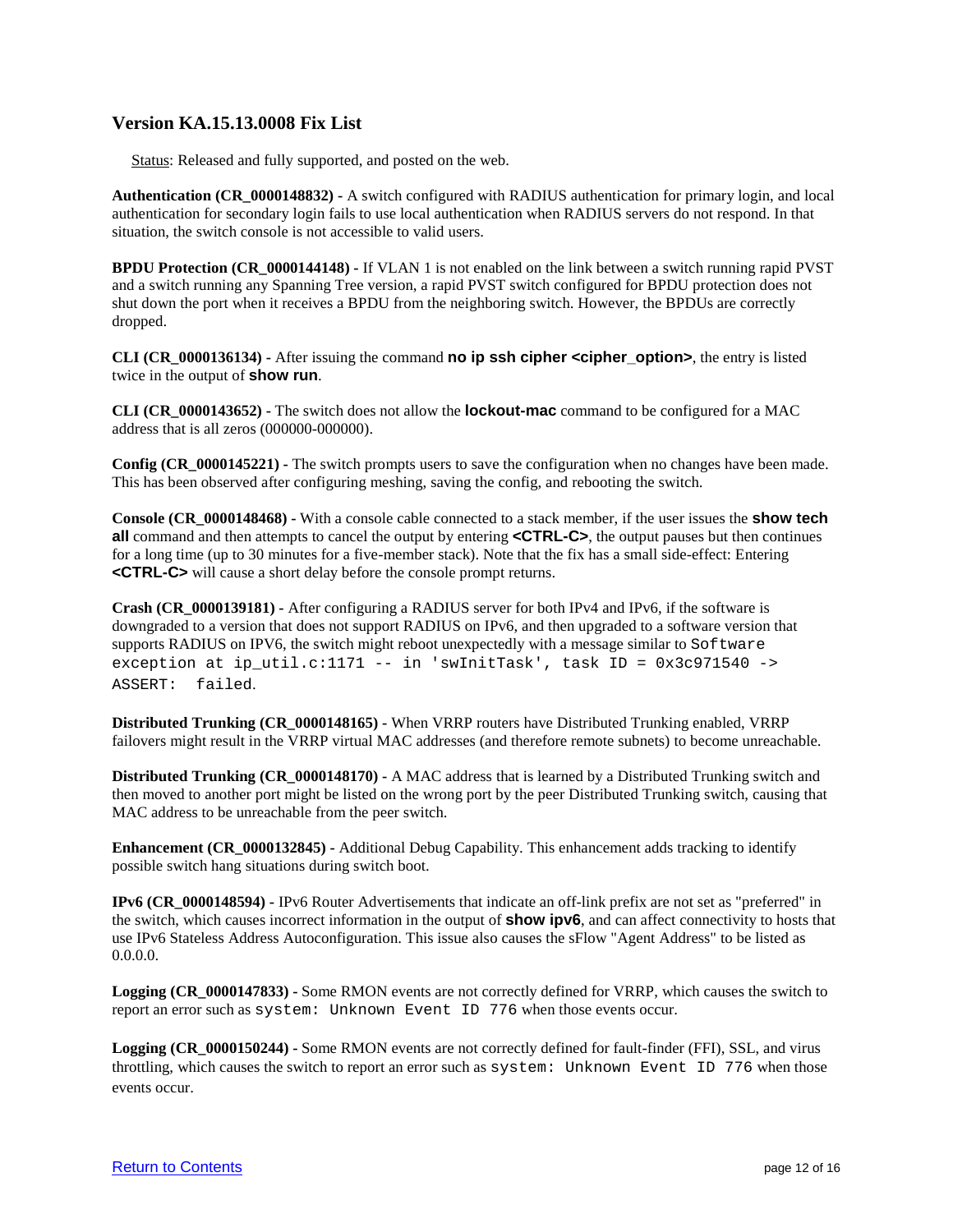## Version KA.15.13.0008 Fix List

Status: Released and fully supported, and posted on the web.

**Authentication (CR_0000148832) -** A switch configured with RADIUS authentication for primary login, and local authentication for secondary login fails to use local authentication when RADIUS servers do not respond. In that situation, the switch console is not accessible to valid users.

**BPDU Protection (CR_0000144148) -** If VLAN 1 is not enabled on the link between a switch running rapid PVST and a switch running any Spanning Tree version, a rapid PVST switch configured for BPDU protection does not shut down the port when it receives a BPDU from the neighboring switch. However, the BPDUs are correctly dropped.

**CLI (CR_0000136134) -** After issuing the command **no ip ssh cipher <cipher_option>**, the entry is listed twice in the output of **show run**.

**CLI (CR_0000143652) -** The switch does not allow the **lockout-mac** command to be configured for a MAC address that is all zeros (000000-000000).

**Config (CR_0000145221) -** The switch prompts users to save the configuration when no changes have been made. This has been observed after configuring meshing, saving the config, and rebooting the switch.

**Console (CR_0000148468) -** With a console cable connected to a stack member, if the user issues the **show tech all** command and then attempts to cancel the output by entering **<CTRL-C>**, the output pauses but then continues for a long time (up to 30 minutes for a five-member stack). Note that the fix has a small side-effect: Entering **<CTRL-C>** will cause a short delay before the console prompt returns.

**Crash (CR_0000139181) -** After configuring a RADIUS server for both IPv4 and IPv6, if the software is downgraded to a version that does not support RADIUS on IPv6, and then upgraded to a software version that supports RADIUS on IPV6, the switch might reboot unexpectedly with a message similar to `Software exception at ip_util.c:1171 -- in 'swInitTask', task ID = 0x3c971540 -> ASSERT:  failed`.

**Distributed Trunking (CR_0000148165) -** When VRRP routers have Distributed Trunking enabled, VRRP failovers might result in the VRRP virtual MAC addresses (and therefore remote subnets) to become unreachable.

**Distributed Trunking (CR_0000148170) -** A MAC address that is learned by a Distributed Trunking switch and then moved to another port might be listed on the wrong port by the peer Distributed Trunking switch, causing that MAC address to be unreachable from the peer switch.

**Enhancement (CR_0000132845) -** Additional Debug Capability. This enhancement adds tracking to identify possible switch hang situations during switch boot.

**IPv6 (CR_0000148594) -** IPv6 Router Advertisements that indicate an off-link prefix are not set as "preferred" in the switch, which causes incorrect information in the output of **show ipv6**, and can affect connectivity to hosts that use IPv6 Stateless Address Autoconfiguration. This issue also causes the sFlow "Agent Address" to be listed as 0.0.0.0.

**Logging (CR_0000147833) -** Some RMON events are not correctly defined for VRRP, which causes the switch to report an error such as `system: Unknown Event ID 776` when those events occur.

**Logging (CR_0000150244) -** Some RMON events are not correctly defined for fault-finder (FFI), SSL, and virus throttling, which causes the switch to report an error such as `system: Unknown Event ID 776` when those events occur.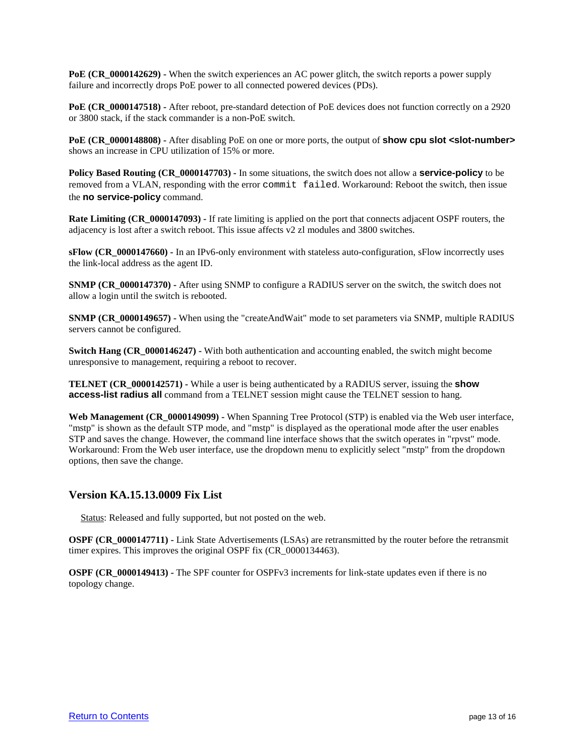**PoE (CR_0000142629) -** When the switch experiences an AC power glitch, the switch reports a power supply failure and incorrectly drops PoE power to all connected powered devices (PDs).

**PoE (CR_0000147518) -** After reboot, pre-standard detection of PoE devices does not function correctly on a 2920 or 3800 stack, if the stack commander is a non-PoE switch.

**PoE (CR_0000148808) -** After disabling PoE on one or more ports, the output of **show cpu slot <slot-number>** shows an increase in CPU utilization of 15% or more.

**Policy Based Routing (CR_0000147703) -** In some situations, the switch does not allow a **service-policy** to be removed from a VLAN, responding with the error `commit failed`. Workaround: Reboot the switch, then issue the **no service-policy** command.

**Rate Limiting (CR_0000147093) -** If rate limiting is applied on the port that connects adjacent OSPF routers, the adjacency is lost after a switch reboot. This issue affects v2 zl modules and 3800 switches.

**sFlow (CR_0000147660) -** In an IPv6-only environment with stateless auto-configuration, sFlow incorrectly uses the link-local address as the agent ID.

**SNMP (CR_0000147370)** - After using SNMP to configure a RADIUS server on the switch, the switch does not allow a login until the switch is rebooted.

**SNMP (CR_0000149657) -** When using the "createAndWait" mode to set parameters via SNMP, multiple RADIUS servers cannot be configured.

**Switch Hang (CR_0000146247) -** With both authentication and accounting enabled, the switch might become unresponsive to management, requiring a reboot to recover.

**TELNET (CR_0000142571) -** While a user is being authenticated by a RADIUS server, issuing the **show access-list radius all** command from a TELNET session might cause the TELNET session to hang.

**Web Management (CR_0000149099) -** When Spanning Tree Protocol (STP) is enabled via the Web user interface, "mstp" is shown as the default STP mode, and "mstp" is displayed as the operational mode after the user enables STP and saves the change. However, the command line interface shows that the switch operates in "rpvst" mode. Workaround: From the Web user interface, use the dropdown menu to explicitly select "mstp" from the dropdown options, then save the change.

## Version KA.15.13.0009 Fix List

Status: Released and fully supported, but not posted on the web.

**OSPF (CR_0000147711) -** Link State Advertisements (LSAs) are retransmitted by the router before the retransmit timer expires. This improves the original OSPF fix (CR_0000134463).

**OSPF (CR_0000149413) -** The SPF counter for OSPFv3 increments for link-state updates even if there is no topology change.

Return to Contents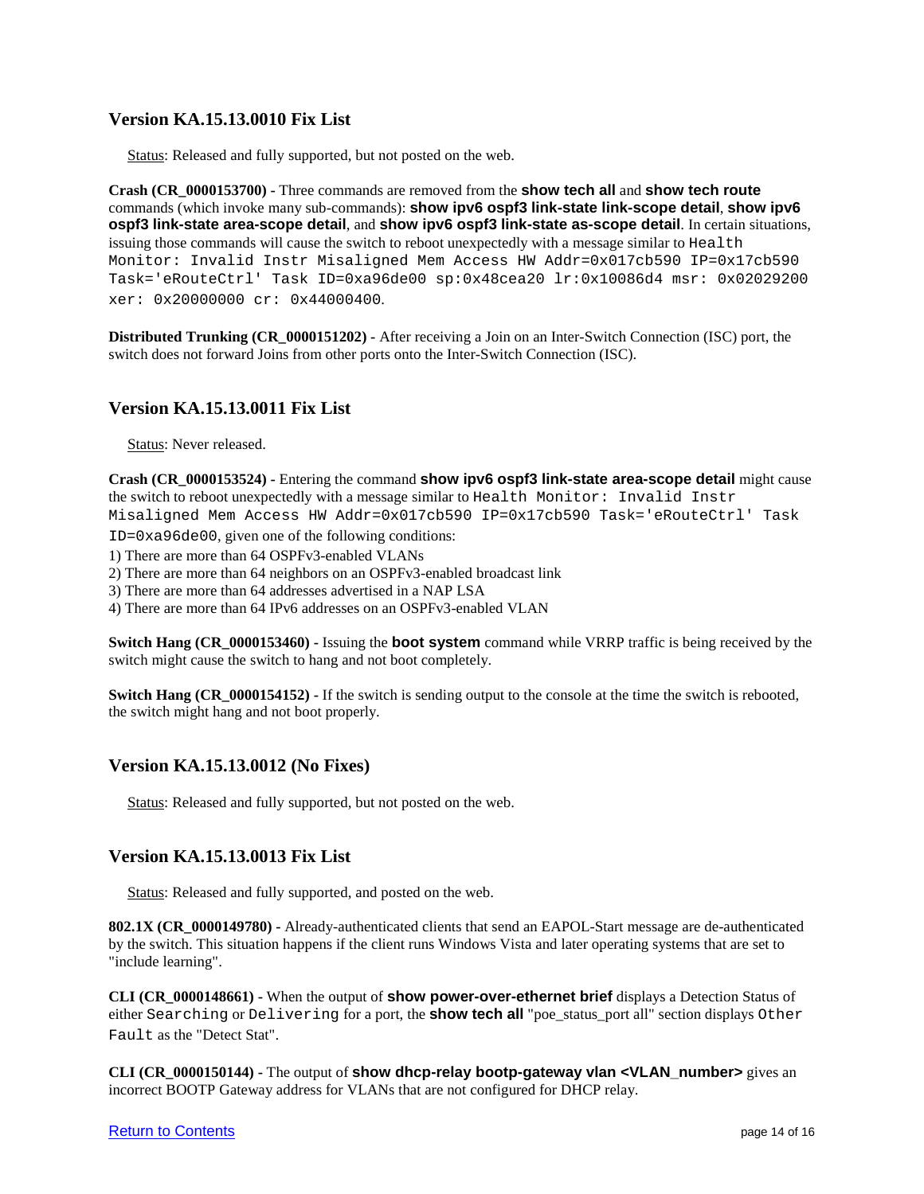## Version KA.15.13.0010 Fix List

Status: Released and fully supported, but not posted on the web.

**Crash (CR_0000153700) -** Three commands are removed from the **show tech all** and **show tech route** commands (which invoke many sub-commands): **show ipv6 ospf3 link-state link-scope detail**, **show ipv6 ospf3 link-state area-scope detail**, and **show ipv6 ospf3 link-state as-scope detail**. In certain situations, issuing those commands will cause the switch to reboot unexpectedly with a message similar to `Health Monitor: Invalid Instr Misaligned Mem Access HW Addr=0x017cb590 IP=0x17cb590 Task='eRouteCtrl' Task ID=0xa96de00 sp:0x48cea20 lr:0x10086d4 msr: 0x02029200 xer: 0x20000000 cr: 0x44000400`.

**Distributed Trunking (CR_0000151202) -** After receiving a Join on an Inter-Switch Connection (ISC) port, the switch does not forward Joins from other ports onto the Inter-Switch Connection (ISC).

## Version KA.15.13.0011 Fix List

Status: Never released.

**Crash (CR_0000153524) -** Entering the command **show ipv6 ospf3 link-state area-scope detail** might cause the switch to reboot unexpectedly with a message similar to `Health Monitor: Invalid Instr Misaligned Mem Access HW Addr=0x017cb590 IP=0x17cb590 Task='eRouteCtrl' Task ID=0xa96de00`, given one of the following conditions:

1) There are more than 64 OSPFv3-enabled VLANs
2) There are more than 64 neighbors on an OSPFv3-enabled broadcast link
3) There are more than 64 addresses advertised in a NAP LSA
4) There are more than 64 IPv6 addresses on an OSPFv3-enabled VLAN

**Switch Hang (CR_0000153460) -** Issuing the **boot system** command while VRRP traffic is being received by the switch might cause the switch to hang and not boot completely.

**Switch Hang (CR_0000154152) -** If the switch is sending output to the console at the time the switch is rebooted, the switch might hang and not boot properly.

## Version KA.15.13.0012 (No Fixes)

Status: Released and fully supported, but not posted on the web.

## Version KA.15.13.0013 Fix List

Status: Released and fully supported, and posted on the web.

**802.1X (CR_0000149780) -** Already-authenticated clients that send an EAPOL-Start message are de-authenticated by the switch. This situation happens if the client runs Windows Vista and later operating systems that are set to "include learning".

**CLI (CR_0000148661) -** When the output of **show power-over-ethernet brief** displays a Detection Status of either `Searching` or `Delivering` for a port, the **show tech all** "poe_status_port all" section displays `Other Fault` as the "Detect Stat".

**CLI (CR_0000150144) -** The output of **show dhcp-relay bootp-gateway vlan <VLAN_number>** gives an incorrect BOOTP Gateway address for VLANs that are not configured for DHCP relay.

Return to Contents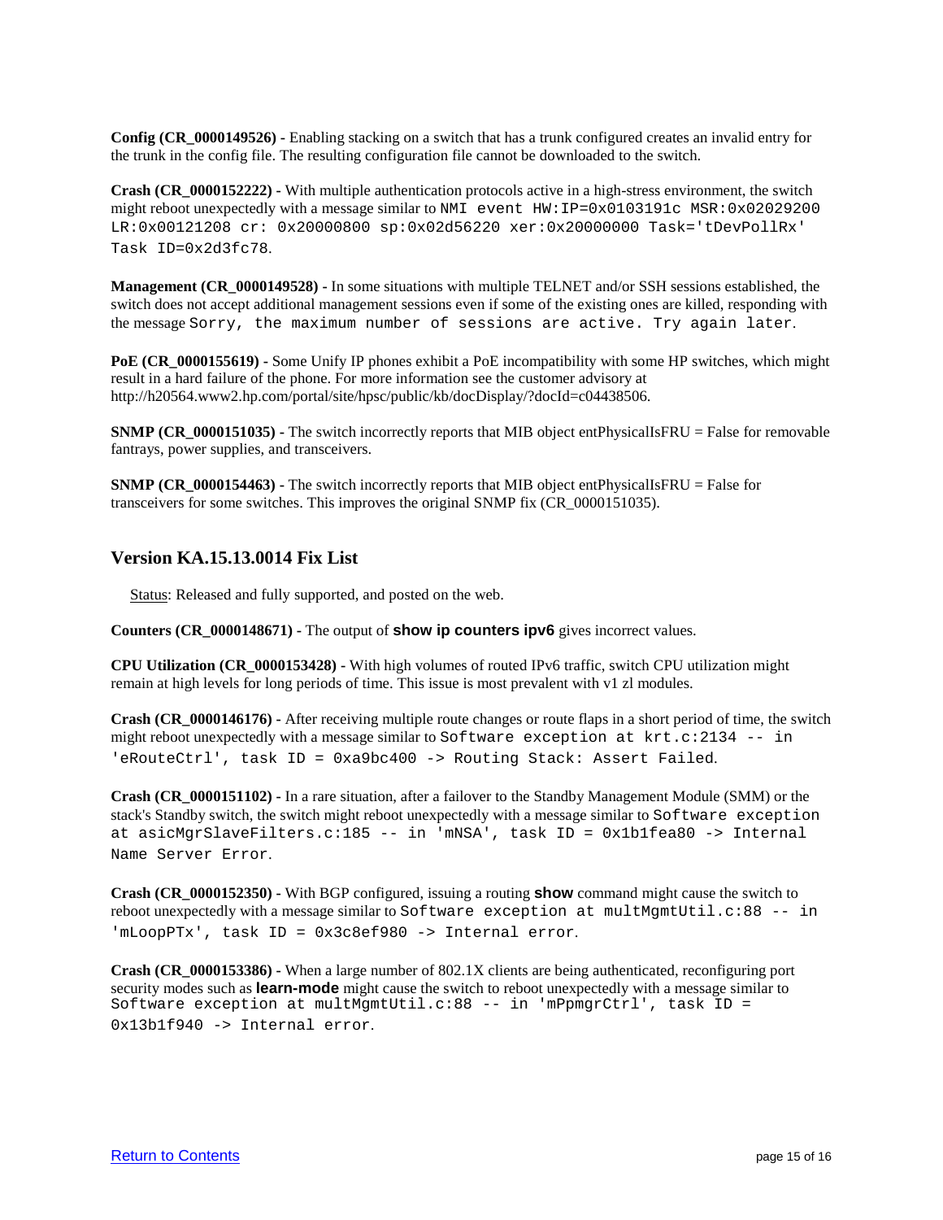**Config (CR_0000149526) -** Enabling stacking on a switch that has a trunk configured creates an invalid entry for the trunk in the config file. The resulting configuration file cannot be downloaded to the switch.

**Crash (CR_0000152222) -** With multiple authentication protocols active in a high-stress environment, the switch might reboot unexpectedly with a message similar to `NMI event HW:IP=0x0103191c MSR:0x02029200 LR:0x00121208 cr: 0x20000800 sp:0x02d56220 xer:0x20000000 Task='tDevPollRx' Task ID=0x2d3fc78`.

**Management (CR_0000149528) -** In some situations with multiple TELNET and/or SSH sessions established, the switch does not accept additional management sessions even if some of the existing ones are killed, responding with the message `Sorry, the maximum number of sessions are active. Try again later`.

**PoE (CR_0000155619) -** Some Unify IP phones exhibit a PoE incompatibility with some HP switches, which might result in a hard failure of the phone. For more information see the customer advisory at http://h20564.www2.hp.com/portal/site/hpsc/public/kb/docDisplay/?docId=c04438506.

**SNMP (CR_0000151035) -** The switch incorrectly reports that MIB object entPhysicalIsFRU = False for removable fantrays, power supplies, and transceivers.

**SNMP (CR_0000154463) -** The switch incorrectly reports that MIB object entPhysicalIsFRU = False for transceivers for some switches. This improves the original SNMP fix (CR_0000151035).

## Version KA.15.13.0014 Fix List

Status: Released and fully supported, and posted on the web.

**Counters (CR_0000148671) -** The output of **show ip counters ipv6** gives incorrect values.

**CPU Utilization (CR_0000153428) -** With high volumes of routed IPv6 traffic, switch CPU utilization might remain at high levels for long periods of time. This issue is most prevalent with v1 zl modules.

**Crash (CR_0000146176) -** After receiving multiple route changes or route flaps in a short period of time, the switch might reboot unexpectedly with a message similar to `Software exception at krt.c:2134 -- in 'eRouteCtrl', task ID = 0xa9bc400 -> Routing Stack: Assert Failed`.

**Crash (CR_0000151102) -** In a rare situation, after a failover to the Standby Management Module (SMM) or the stack's Standby switch, the switch might reboot unexpectedly with a message similar to `Software exception at asicMgrSlaveFilters.c:185 -- in 'mNSA', task ID = 0x1b1fea80 -> Internal Name Server Error`.

**Crash (CR_0000152350) -** With BGP configured, issuing a routing **show** command might cause the switch to reboot unexpectedly with a message similar to `Software exception at multMgmtUtil.c:88 -- in 'mLoopPTx', task ID = 0x3c8ef980 -> Internal error`.

**Crash (CR_0000153386) -** When a large number of 802.1X clients are being authenticated, reconfiguring port security modes such as **learn-mode** might cause the switch to reboot unexpectedly with a message similar to `Software exception at multMgmtUtil.c:88 -- in 'mPpmgrCtrl', task ID = 0x13b1f940 -> Internal error`.

Return to Contents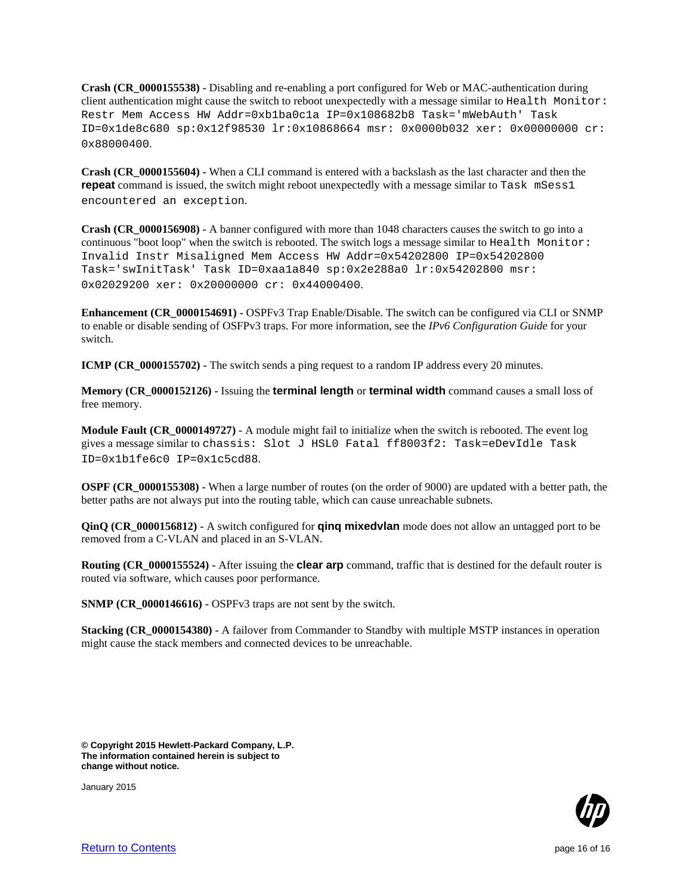**Crash (CR_0000155538) -** Disabling and re-enabling a port configured for Web or MAC-authentication during client authentication might cause the switch to reboot unexpectedly with a message similar to `Health Monitor: Restr Mem Access HW Addr=0xb1ba0c1a IP=0x108682b8 Task='mWebAuth' Task ID=0x1de8c680 sp:0x12f98530 lr:0x10868664 msr: 0x0000b032 xer: 0x00000000 cr: 0x88000400`.

**Crash (CR_0000155604) -** When a CLI command is entered with a backslash as the last character and then the **repeat** command is issued, the switch might reboot unexpectedly with a message similar to `Task mSess1 encountered an exception`.

**Crash (CR_0000156908) -** A banner configured with more than 1048 characters causes the switch to go into a continuous "boot loop" when the switch is rebooted. The switch logs a message similar to `Health Monitor: Invalid Instr Misaligned Mem Access HW Addr=0x54202800 IP=0x54202800 Task='swInitTask' Task ID=0xaa1a840 sp:0x2e288a0 lr:0x54202800 msr: 0x02029200 xer: 0x20000000 cr: 0x44000400`.

**Enhancement (CR_0000154691) -** OSPFv3 Trap Enable/Disable. The switch can be configured via CLI or SNMP to enable or disable sending of OSFPv3 traps. For more information, see the *IPv6 Configuration Guide* for your switch.

**ICMP (CR_0000155702) -** The switch sends a ping request to a random IP address every 20 minutes.

**Memory (CR_0000152126) -** Issuing the **terminal length** or **terminal width** command causes a small loss of free memory.

**Module Fault (CR_0000149727) -** A module might fail to initialize when the switch is rebooted. The event log gives a message similar to `chassis: Slot J HSL0 Fatal ff8003f2: Task=eDevIdle Task ID=0x1b1fe6c0 IP=0x1c5cd88`.

**OSPF (CR_0000155308) -** When a large number of routes (on the order of 9000) are updated with a better path, the better paths are not always put into the routing table, which can cause unreachable subnets.

**QinQ (CR_0000156812) -** A switch configured for **qinq mixedvlan** mode does not allow an untagged port to be removed from a C-VLAN and placed in an S-VLAN.

**Routing (CR_0000155524) -** After issuing the **clear arp** command, traffic that is destined for the default router is routed via software, which causes poor performance.

**SNMP (CR_0000146616) -** OSPFv3 traps are not sent by the switch.

**Stacking (CR_0000154380) -** A failover from Commander to Standby with multiple MSTP instances in operation might cause the stack members and connected devices to be unreachable.

**© Copyright 2015 Hewlett-Packard Company, L.P.**
**The information contained herein is subject to change without notice.**

January 2015

Return to Contents